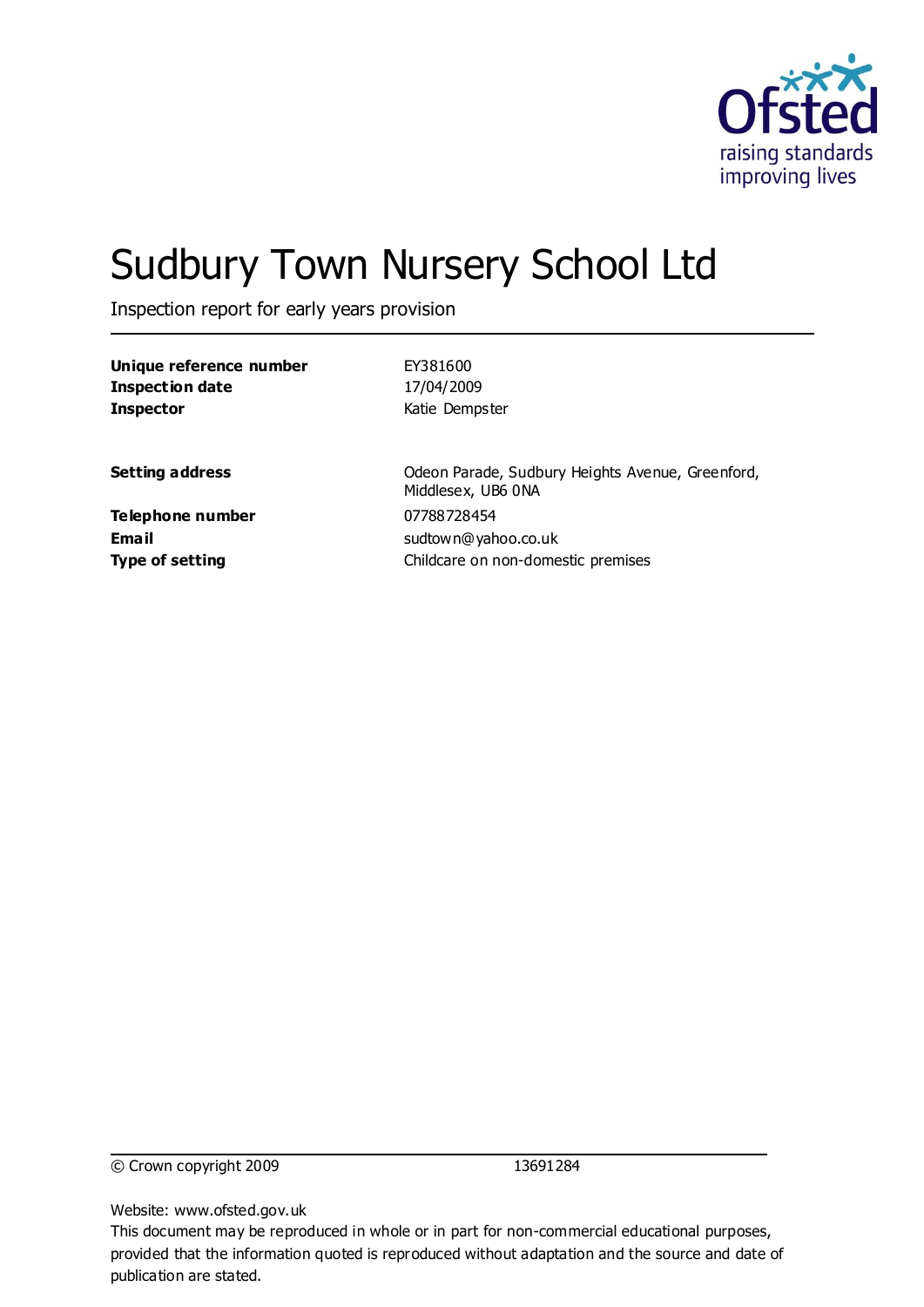Ofsted
raising standards
improving lives

# Sudbury Town Nursery School Ltd

Inspection report for early years provision

| | |
|---|---|
| **Unique reference number** | EY381600 |
| **Inspection date** | 17/04/2009 |
| **Inspector** | Katie Dempster |

| | |
|---|---|
| **Setting address** | Odeon Parade, Sudbury Heights Avenue, Greenford, Middlesex, UB6 0NA |
| **Telephone number** | 07788728454 |
| **Email** | sudtown@yahoo.co.uk |
| **Type of setting** | Childcare on non-domestic premises |

© Crown copyright 2009 13691284

Website: www.ofsted.gov.uk

This document may be reproduced in whole or in part for non-commercial educational purposes, provided that the information quoted is reproduced without adaptation and the source and date of publication are stated.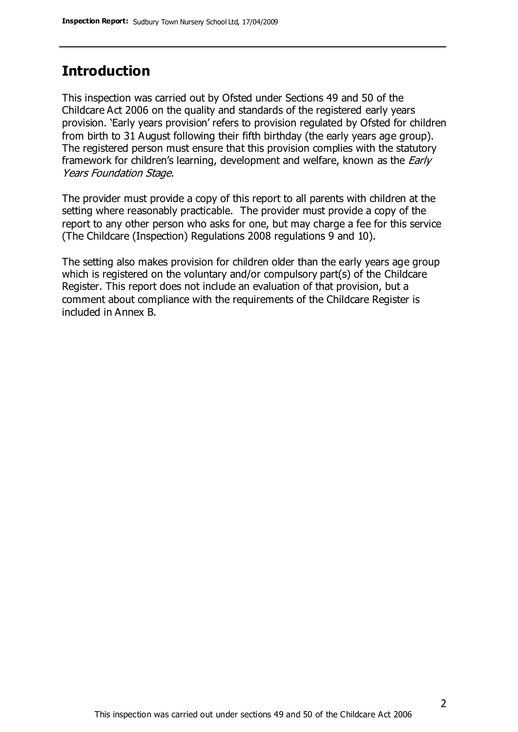## Introduction

This inspection was carried out by Ofsted under Sections 49 and 50 of the Childcare Act 2006 on the quality and standards of the registered early years provision. 'Early years provision' refers to provision regulated by Ofsted for children from birth to 31 August following their fifth birthday (the early years age group). The registered person must ensure that this provision complies with the statutory framework for children's learning, development and welfare, known as the *Early Years Foundation Stage.*

The provider must provide a copy of this report to all parents with children at the setting where reasonably practicable. The provider must provide a copy of the report to any other person who asks for one, but may charge a fee for this service (The Childcare (Inspection) Regulations 2008 regulations 9 and 10).

The setting also makes provision for children older than the early years age group which is registered on the voluntary and/or compulsory part(s) of the Childcare Register. This report does not include an evaluation of that provision, but a comment about compliance with the requirements of the Childcare Register is included in Annex B.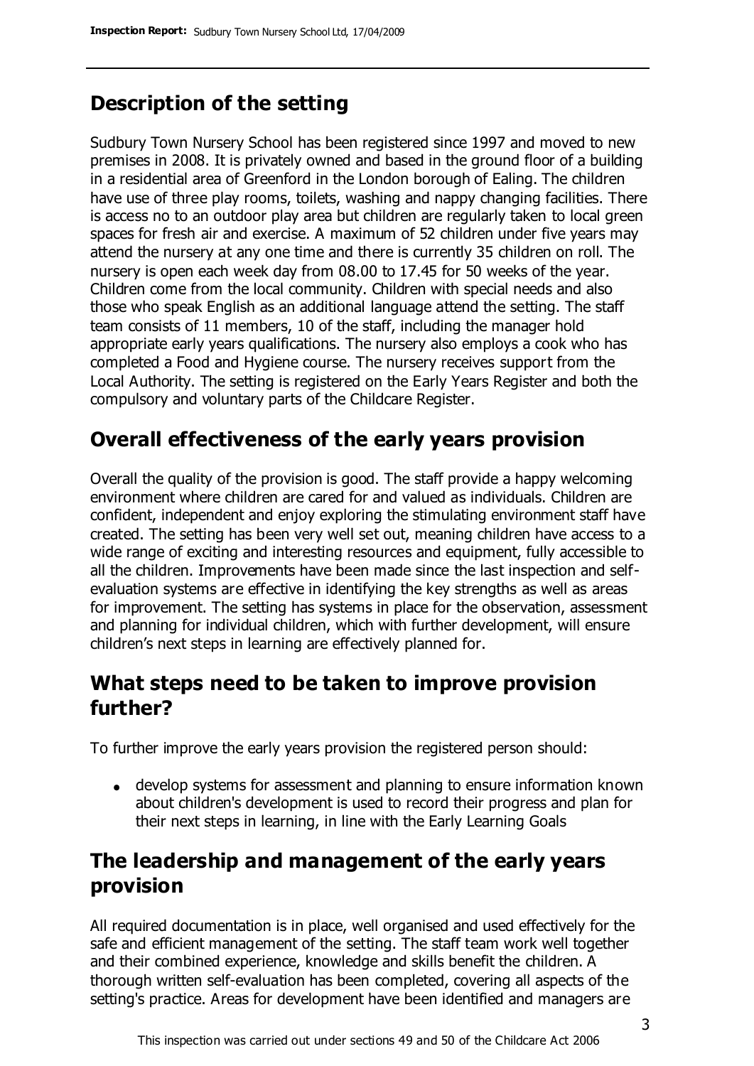## Description of the setting

Sudbury Town Nursery School has been registered since 1997 and moved to new premises in 2008. It is privately owned and based in the ground floor of a building in a residential area of Greenford in the London borough of Ealing. The children have use of three play rooms, toilets, washing and nappy changing facilities. There is access no to an outdoor play area but children are regularly taken to local green spaces for fresh air and exercise. A maximum of 52 children under five years may attend the nursery at any one time and there is currently 35 children on roll. The nursery is open each week day from 08.00 to 17.45 for 50 weeks of the year. Children come from the local community. Children with special needs and also those who speak English as an additional language attend the setting. The staff team consists of 11 members, 10 of the staff, including the manager hold appropriate early years qualifications. The nursery also employs a cook who has completed a Food and Hygiene course. The nursery receives support from the Local Authority. The setting is registered on the Early Years Register and both the compulsory and voluntary parts of the Childcare Register.

## Overall effectiveness of the early years provision

Overall the quality of the provision is good. The staff provide a happy welcoming environment where children are cared for and valued as individuals. Children are confident, independent and enjoy exploring the stimulating environment staff have created. The setting has been very well set out, meaning children have access to a wide range of exciting and interesting resources and equipment, fully accessible to all the children. Improvements have been made since the last inspection and self-evaluation systems are effective in identifying the key strengths as well as areas for improvement. The setting has systems in place for the observation, assessment and planning for individual children, which with further development, will ensure children's next steps in learning are effectively planned for.

## What steps need to be taken to improve provision further?

To further improve the early years provision the registered person should:

- develop systems for assessment and planning to ensure information known about children's development is used to record their progress and plan for their next steps in learning, in line with the Early Learning Goals

## The leadership and management of the early years provision

All required documentation is in place, well organised and used effectively for the safe and efficient management of the setting. The staff team work well together and their combined experience, knowledge and skills benefit the children. A thorough written self-evaluation has been completed, covering all aspects of the setting's practice. Areas for development have been identified and managers are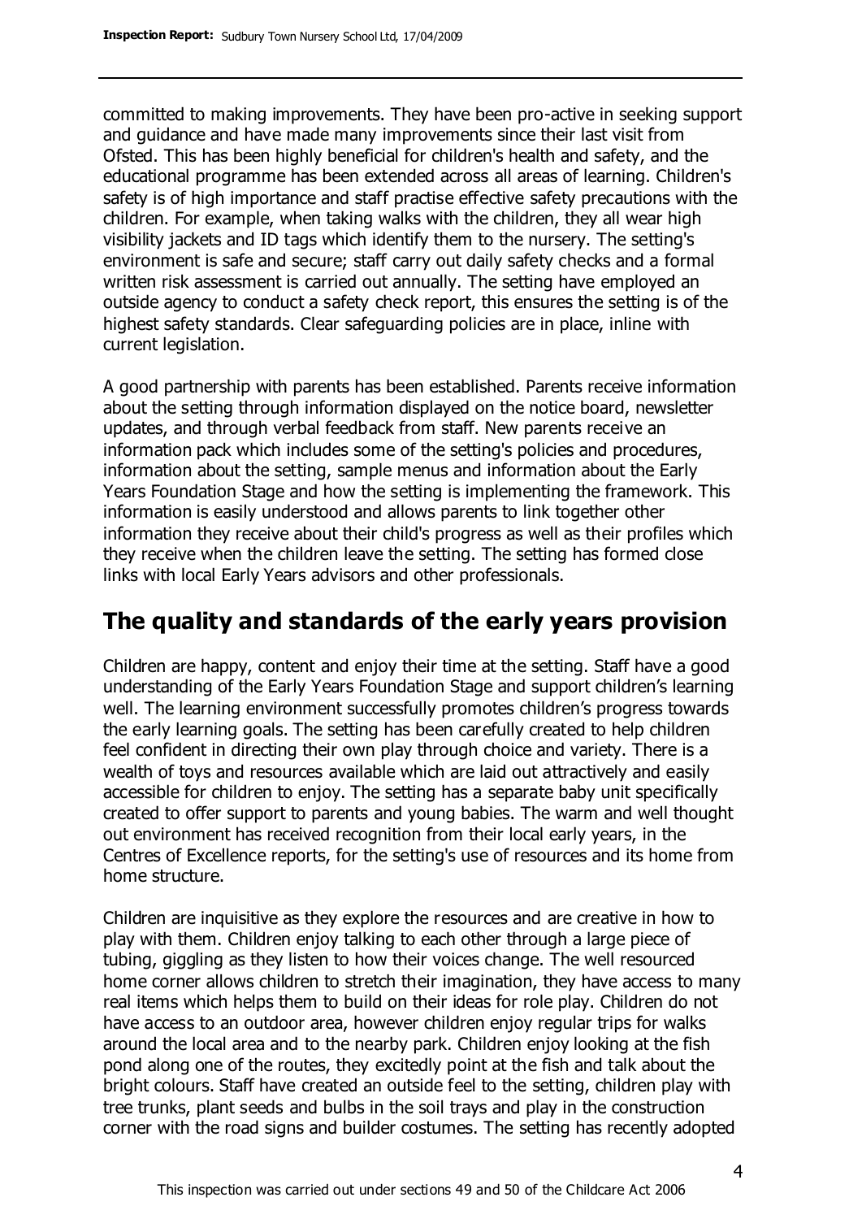committed to making improvements. They have been pro-active in seeking support and guidance and have made many improvements since their last visit from Ofsted. This has been highly beneficial for children's health and safety, and the educational programme has been extended across all areas of learning. Children's safety is of high importance and staff practise effective safety precautions with the children. For example, when taking walks with the children, they all wear high visibility jackets and ID tags which identify them to the nursery. The setting's environment is safe and secure; staff carry out daily safety checks and a formal written risk assessment is carried out annually. The setting have employed an outside agency to conduct a safety check report, this ensures the setting is of the highest safety standards. Clear safeguarding policies are in place, inline with current legislation.

A good partnership with parents has been established. Parents receive information about the setting through information displayed on the notice board, newsletter updates, and through verbal feedback from staff. New parents receive an information pack which includes some of the setting's policies and procedures, information about the setting, sample menus and information about the Early Years Foundation Stage and how the setting is implementing the framework. This information is easily understood and allows parents to link together other information they receive about their child's progress as well as their profiles which they receive when the children leave the setting. The setting has formed close links with local Early Years advisors and other professionals.

## The quality and standards of the early years provision

Children are happy, content and enjoy their time at the setting. Staff have a good understanding of the Early Years Foundation Stage and support children's learning well. The learning environment successfully promotes children's progress towards the early learning goals. The setting has been carefully created to help children feel confident in directing their own play through choice and variety. There is a wealth of toys and resources available which are laid out attractively and easily accessible for children to enjoy. The setting has a separate baby unit specifically created to offer support to parents and young babies. The warm and well thought out environment has received recognition from their local early years, in the Centres of Excellence reports, for the setting's use of resources and its home from home structure.

Children are inquisitive as they explore the resources and are creative in how to play with them. Children enjoy talking to each other through a large piece of tubing, giggling as they listen to how their voices change. The well resourced home corner allows children to stretch their imagination, they have access to many real items which helps them to build on their ideas for role play. Children do not have access to an outdoor area, however children enjoy regular trips for walks around the local area and to the nearby park. Children enjoy looking at the fish pond along one of the routes, they excitedly point at the fish and talk about the bright colours. Staff have created an outside feel to the setting, children play with tree trunks, plant seeds and bulbs in the soil trays and play in the construction corner with the road signs and builder costumes. The setting has recently adopted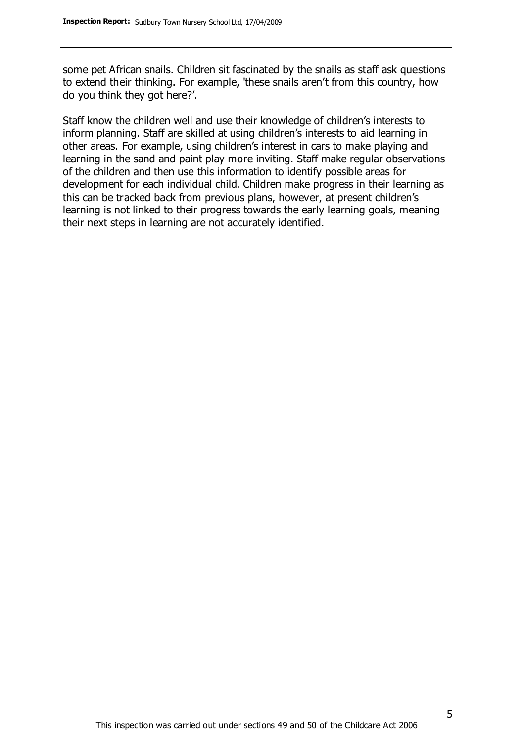some pet African snails. Children sit fascinated by the snails as staff ask questions to extend their thinking. For example, 'these snails aren't from this country, how do you think they got here?'.

Staff know the children well and use their knowledge of children's interests to inform planning. Staff are skilled at using children's interests to aid learning in other areas. For example, using children's interest in cars to make playing and learning in the sand and paint play more inviting. Staff make regular observations of the children and then use this information to identify possible areas for development for each individual child. Children make progress in their learning as this can be tracked back from previous plans, however, at present children's learning is not linked to their progress towards the early learning goals, meaning their next steps in learning are not accurately identified.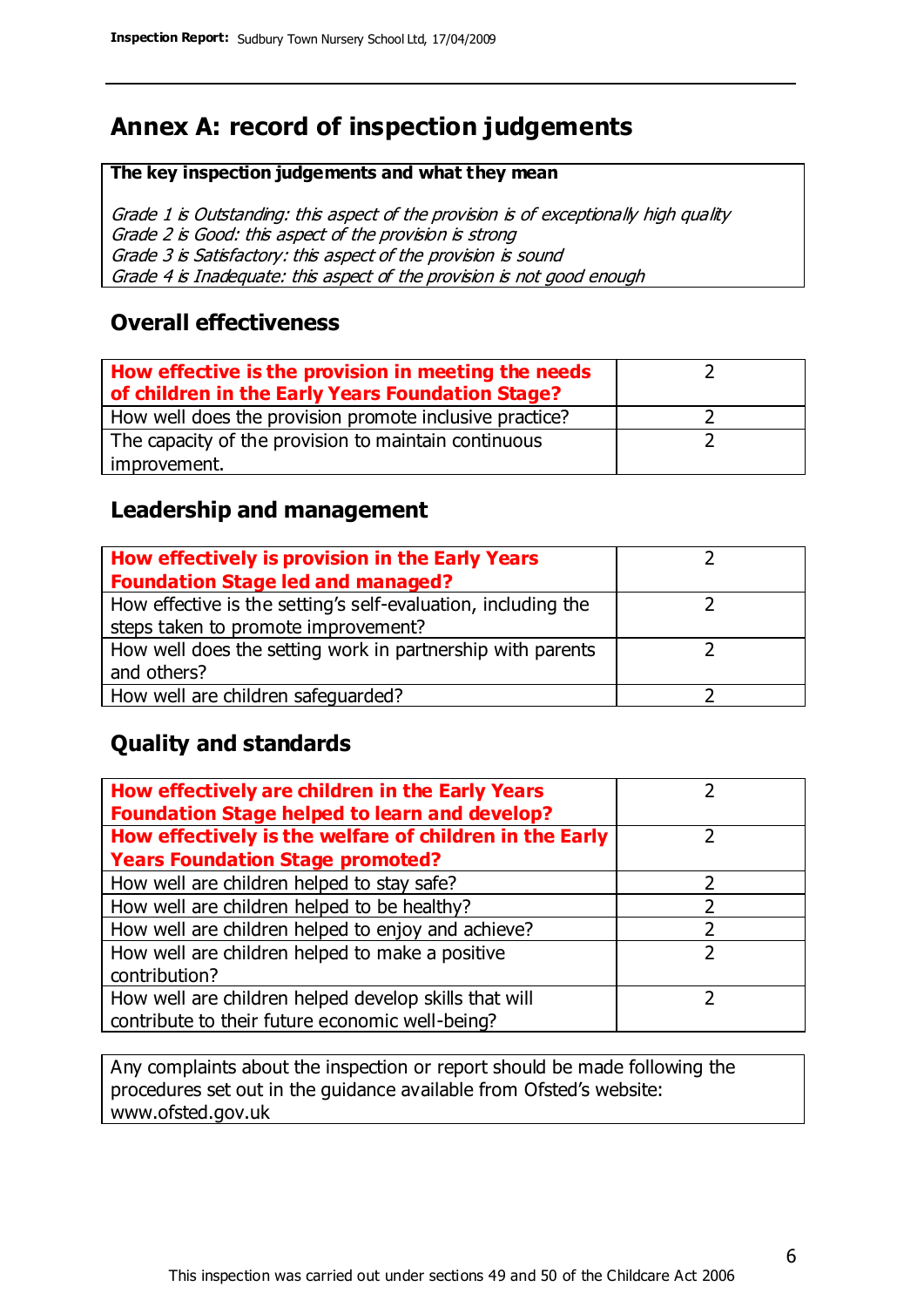## Annex A: record of inspection judgements

**The key inspection judgements and what they mean**

*Grade 1 is Outstanding: this aspect of the provision is of exceptionally high quality*
*Grade 2 is Good: this aspect of the provision is strong*
*Grade 3 is Satisfactory: this aspect of the provision is sound*
*Grade 4 is Inadequate: this aspect of the provision is not good enough*

### Overall effectiveness

| | |
|---|---|
| **How effective is the provision in meeting the needs of children in the Early Years Foundation Stage?** | 2 |
| How well does the provision promote inclusive practice? | 2 |
| The capacity of the provision to maintain continuous improvement. | 2 |

### Leadership and management

| | |
|---|---|
| **How effectively is provision in the Early Years Foundation Stage led and managed?** | 2 |
| How effective is the setting's self-evaluation, including the steps taken to promote improvement? | 2 |
| How well does the setting work in partnership with parents and others? | 2 |
| How well are children safeguarded? | 2 |

### Quality and standards

| | |
|---|---|
| **How effectively are children in the Early Years Foundation Stage helped to learn and develop?** | 2 |
| **How effectively is the welfare of children in the Early Years Foundation Stage promoted?** | 2 |
| How well are children helped to stay safe? | 2 |
| How well are children helped to be healthy? | 2 |
| How well are children helped to enjoy and achieve? | 2 |
| How well are children helped to make a positive contribution? | 2 |
| How well are children helped develop skills that will contribute to their future economic well-being? | 2 |

Any complaints about the inspection or report should be made following the procedures set out in the guidance available from Ofsted's website: www.ofsted.gov.uk

This inspection was carried out under sections 49 and 50 of the Childcare Act 2006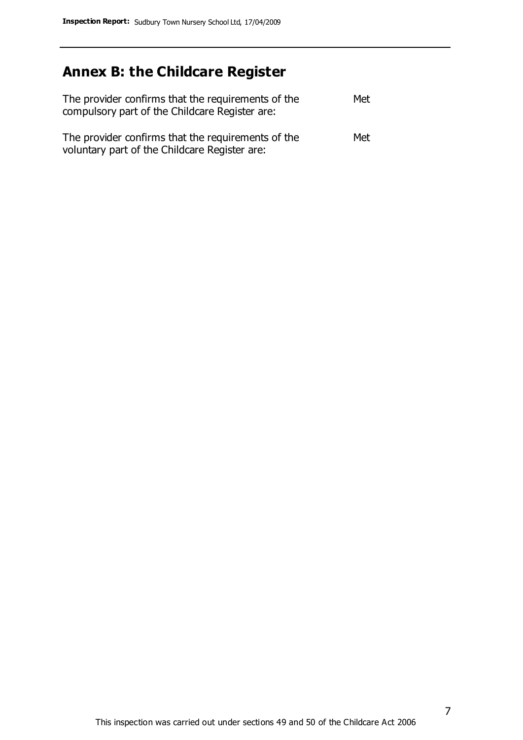## Annex B: the Childcare Register

| | |
|---|---|
| The provider confirms that the requirements of the compulsory part of the Childcare Register are: | Met |
| The provider confirms that the requirements of the voluntary part of the Childcare Register are: | Met |

This inspection was carried out under sections 49 and 50 of the Childcare Act 2006